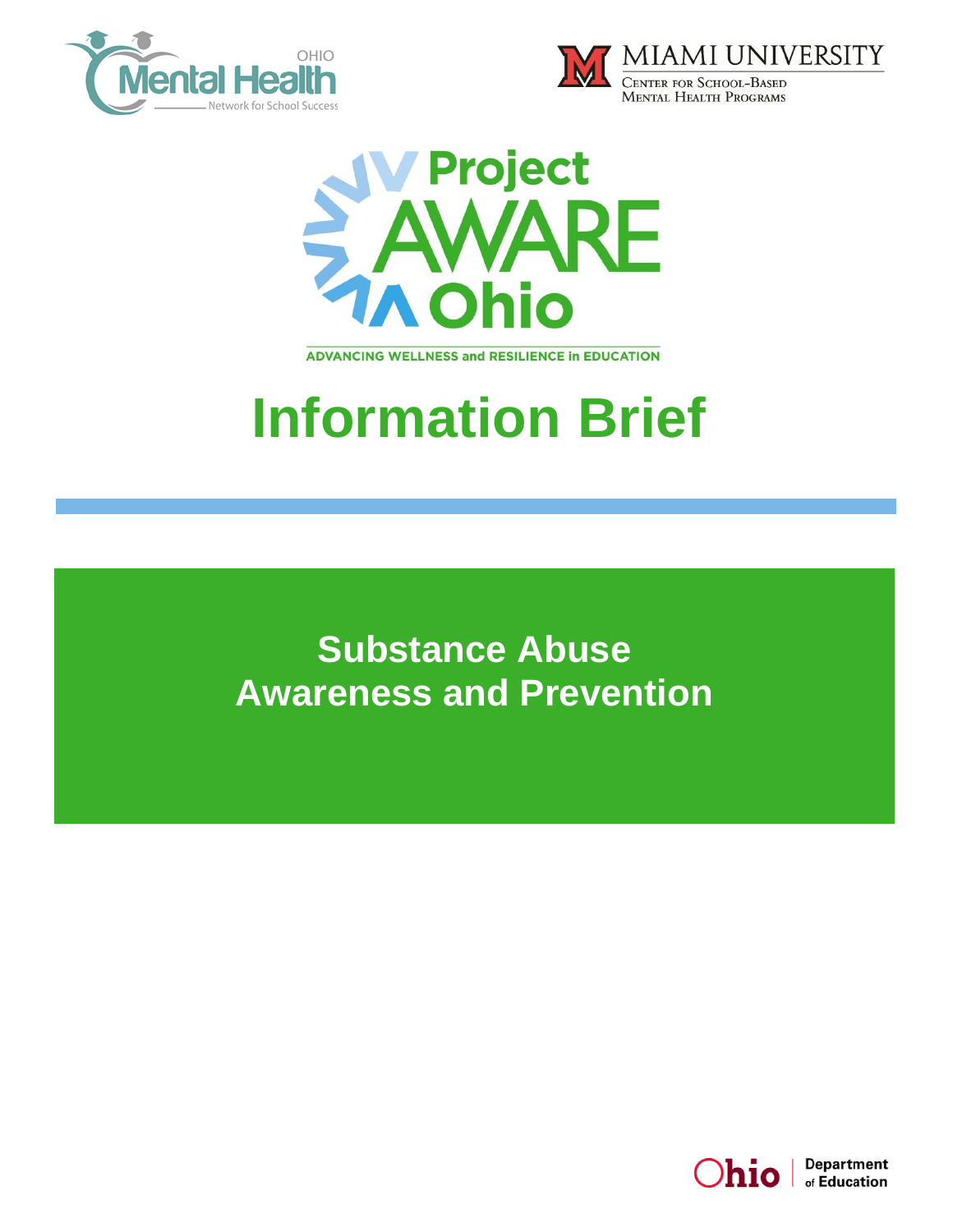OHIO Mental Health Network for School Success

MIAMI UNIVERSITY
CENTER FOR SCHOOL-BASED MENTAL HEALTH PROGRAMS

Project AWARE Ohio

ADVANCING WELLNESS and RESILIENCE in EDUCATION

# Information Brief

## Substance Abuse Awareness and Prevention

Ohio | Department of Education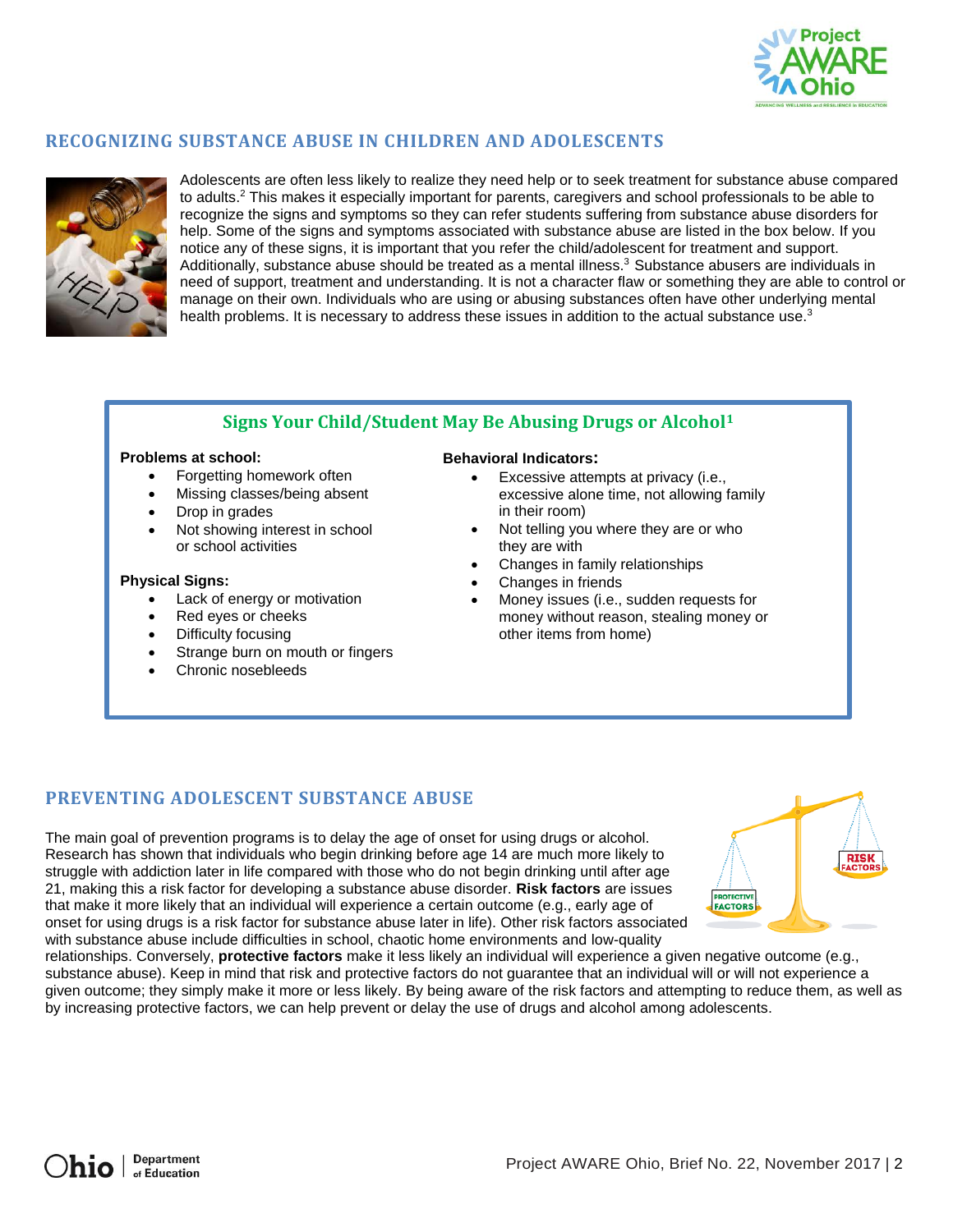## RECOGNIZING SUBSTANCE ABUSE IN CHILDREN AND ADOLESCENTS

Adolescents are often less likely to realize they need help or to seek treatment for substance abuse compared to adults.[2] This makes it especially important for parents, caregivers and school professionals to be able to recognize the signs and symptoms so they can refer students suffering from substance abuse disorders for help. Some of the signs and symptoms associated with substance abuse are listed in the box below. If you notice any of these signs, it is important that you refer the child/adolescent for treatment and support. Additionally, substance abuse should be treated as a mental illness.[3] Substance abusers are individuals in need of support, treatment and understanding. It is not a character flaw or something they are able to control or manage on their own. Individuals who are using or abusing substances often have other underlying mental health problems. It is necessary to address these issues in addition to the actual substance use.[3]

### Signs Your Child/Student May Be Abusing Drugs or Alcohol[1]

**Problems at school:**

- Forgetting homework often
- Missing classes/being absent
- Drop in grades
- Not showing interest in school or school activities

**Physical Signs:**

- Lack of energy or motivation
- Red eyes or cheeks
- Difficulty focusing
- Strange burn on mouth or fingers
- Chronic nosebleeds

**Behavioral Indicators:**

- Excessive attempts at privacy (i.e., excessive alone time, not allowing family in their room)
- Not telling you where they are or who they are with
- Changes in family relationships
- Changes in friends
- Money issues (i.e., sudden requests for money without reason, stealing money or other items from home)

## PREVENTING ADOLESCENT SUBSTANCE ABUSE

The main goal of prevention programs is to delay the age of onset for using drugs or alcohol. Research has shown that individuals who begin drinking before age 14 are much more likely to struggle with addiction later in life compared with those who do not begin drinking until after age 21, making this a risk factor for developing a substance abuse disorder. **Risk factors** are issues that make it more likely that an individual will experience a certain outcome (e.g., early age of onset for using drugs is a risk factor for substance abuse later in life). Other risk factors associated with substance abuse include difficulties in school, chaotic home environments and low-quality relationships. Conversely, **protective factors** make it less likely an individual will experience a given negative outcome (e.g., substance abuse). Keep in mind that risk and protective factors do not guarantee that an individual will or will not experience a given outcome; they simply make it more or less likely. By being aware of the risk factors and attempting to reduce them, as well as by increasing protective factors, we can help prevent or delay the use of drugs and alcohol among adolescents.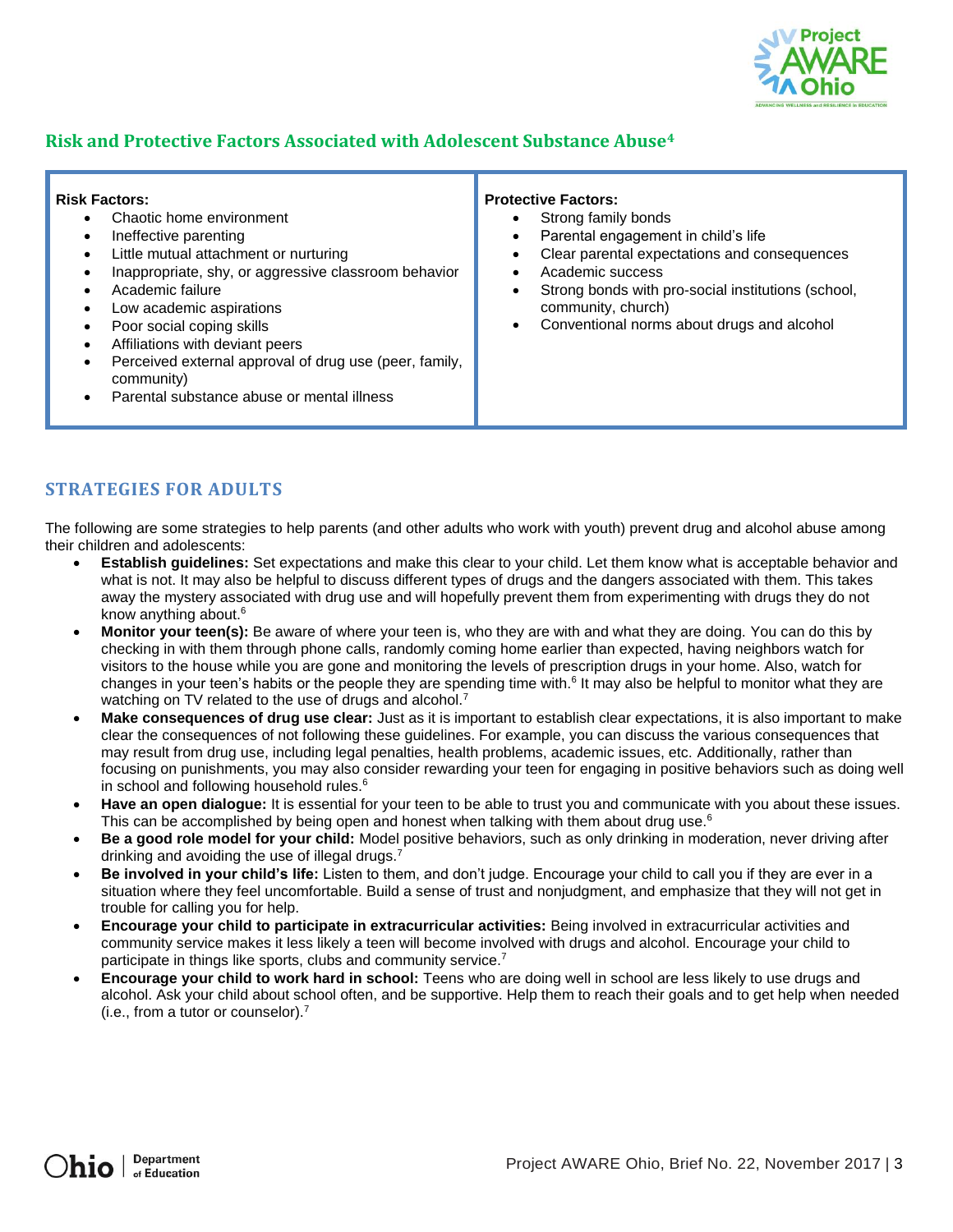## Risk and Protective Factors Associated with Adolescent Substance Abuse[4]

| **Risk Factors:** | **Protective Factors:** |
| --- | --- |
| • Chaotic home environment<br>• Ineffective parenting<br>• Little mutual attachment or nurturing<br>• Inappropriate, shy, or aggressive classroom behavior<br>• Academic failure<br>• Low academic aspirations<br>• Poor social coping skills<br>• Affiliations with deviant peers<br>• Perceived external approval of drug use (peer, family, community)<br>• Parental substance abuse or mental illness | • Strong family bonds<br>• Parental engagement in child's life<br>• Clear parental expectations and consequences<br>• Academic success<br>• Strong bonds with pro-social institutions (school, community, church)<br>• Conventional norms about drugs and alcohol |

## STRATEGIES FOR ADULTS

The following are some strategies to help parents (and other adults who work with youth) prevent drug and alcohol abuse among their children and adolescents:

- **Establish guidelines:** Set expectations and make this clear to your child. Let them know what is acceptable behavior and what is not. It may also be helpful to discuss different types of drugs and the dangers associated with them. This takes away the mystery associated with drug use and will hopefully prevent them from experimenting with drugs they do not know anything about.[6]
- **Monitor your teen(s):** Be aware of where your teen is, who they are with and what they are doing. You can do this by checking in with them through phone calls, randomly coming home earlier than expected, having neighbors watch for visitors to the house while you are gone and monitoring the levels of prescription drugs in your home. Also, watch for changes in your teen's habits or the people they are spending time with.[6] It may also be helpful to monitor what they are watching on TV related to the use of drugs and alcohol.[7]
- **Make consequences of drug use clear:** Just as it is important to establish clear expectations, it is also important to make clear the consequences of not following these guidelines. For example, you can discuss the various consequences that may result from drug use, including legal penalties, health problems, academic issues, etc. Additionally, rather than focusing on punishments, you may also consider rewarding your teen for engaging in positive behaviors such as doing well in school and following household rules.[6]
- **Have an open dialogue:** It is essential for your teen to be able to trust you and communicate with you about these issues. This can be accomplished by being open and honest when talking with them about drug use.[6]
- **Be a good role model for your child:** Model positive behaviors, such as only drinking in moderation, never driving after drinking and avoiding the use of illegal drugs.[7]
- **Be involved in your child's life:** Listen to them, and don't judge. Encourage your child to call you if they are ever in a situation where they feel uncomfortable. Build a sense of trust and nonjudgment, and emphasize that they will not get in trouble for calling you for help.
- **Encourage your child to participate in extracurricular activities:** Being involved in extracurricular activities and community service makes it less likely a teen will become involved with drugs and alcohol. Encourage your child to participate in things like sports, clubs and community service.[7]
- **Encourage your child to work hard in school:** Teens who are doing well in school are less likely to use drugs and alcohol. Ask your child about school often, and be supportive. Help them to reach their goals and to get help when needed (i.e., from a tutor or counselor).[7]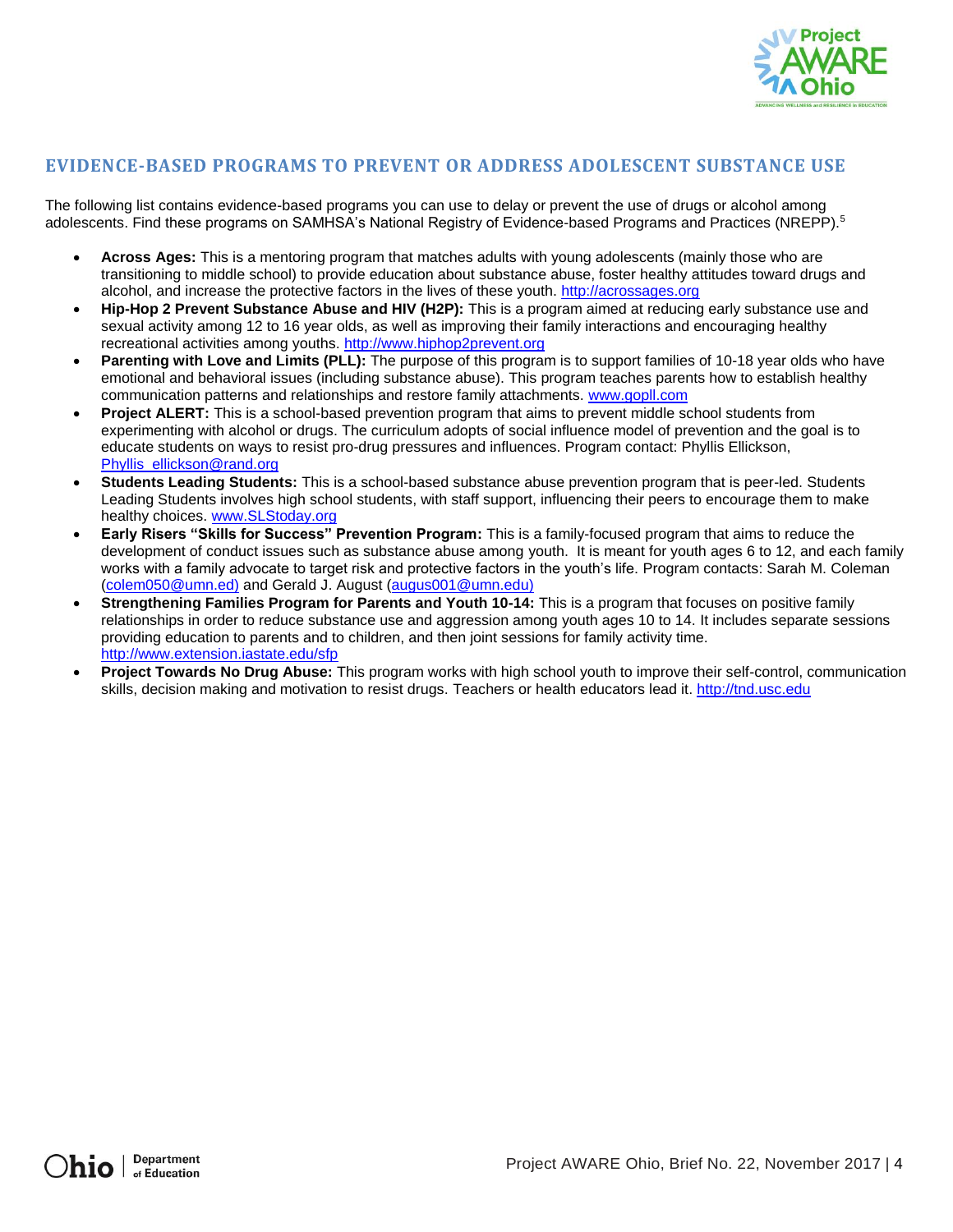## EVIDENCE-BASED PROGRAMS TO PREVENT OR ADDRESS ADOLESCENT SUBSTANCE USE

The following list contains evidence-based programs you can use to delay or prevent the use of drugs or alcohol among adolescents. Find these programs on SAMHSA's National Registry of Evidence-based Programs and Practices (NREPP).[5]

- **Across Ages:** This is a mentoring program that matches adults with young adolescents (mainly those who are transitioning to middle school) to provide education about substance abuse, foster healthy attitudes toward drugs and alcohol, and increase the protective factors in the lives of these youth. http://acrossages.org
- **Hip-Hop 2 Prevent Substance Abuse and HIV (H2P):** This is a program aimed at reducing early substance use and sexual activity among 12 to 16 year olds, as well as improving their family interactions and encouraging healthy recreational activities among youths. http://www.hiphop2prevent.org
- **Parenting with Love and Limits (PLL):** The purpose of this program is to support families of 10-18 year olds who have emotional and behavioral issues (including substance abuse). This program teaches parents how to establish healthy communication patterns and relationships and restore family attachments. www.gopll.com
- **Project ALERT:** This is a school-based prevention program that aims to prevent middle school students from experimenting with alcohol or drugs. The curriculum adopts of social influence model of prevention and the goal is to educate students on ways to resist pro-drug pressures and influences. Program contact: Phyllis Ellickson, Phyllis_ellickson@rand.org
- **Students Leading Students:** This is a school-based substance abuse prevention program that is peer-led. Students Leading Students involves high school students, with staff support, influencing their peers to encourage them to make healthy choices. www.SLStoday.org
- **Early Risers "Skills for Success" Prevention Program:** This is a family-focused program that aims to reduce the development of conduct issues such as substance abuse among youth. It is meant for youth ages 6 to 12, and each family works with a family advocate to target risk and protective factors in the youth's life. Program contacts: Sarah M. Coleman (colem050@umn.ed) and Gerald J. August (augus001@umn.edu)
- **Strengthening Families Program for Parents and Youth 10-14:** This is a program that focuses on positive family relationships in order to reduce substance use and aggression among youth ages 10 to 14. It includes separate sessions providing education to parents and to children, and then joint sessions for family activity time. http://www.extension.iastate.edu/sfp
- **Project Towards No Drug Abuse:** This program works with high school youth to improve their self-control, communication skills, decision making and motivation to resist drugs. Teachers or health educators lead it. http://tnd.usc.edu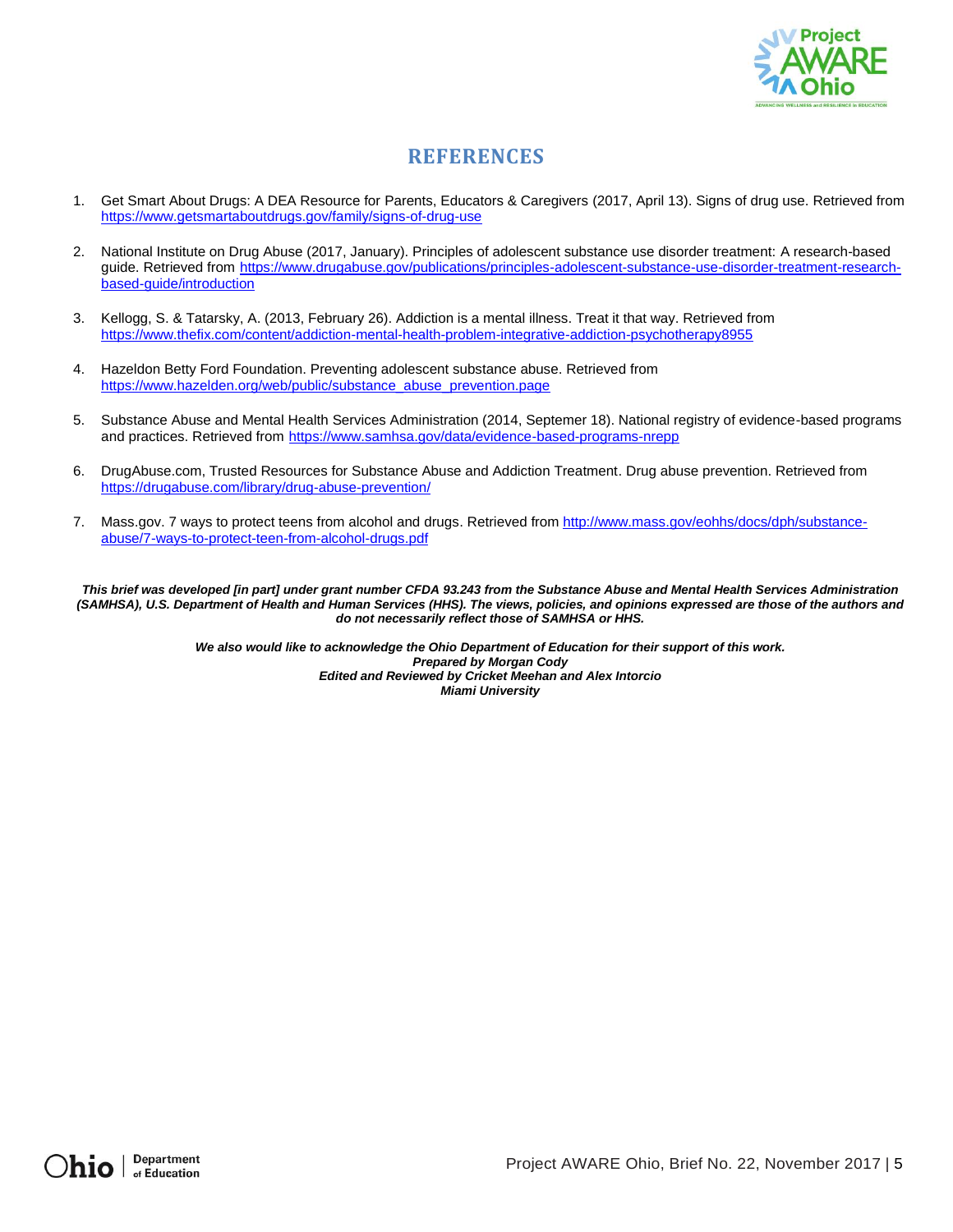# REFERENCES

1. Get Smart About Drugs: A DEA Resource for Parents, Educators & Caregivers (2017, April 13). Signs of drug use. Retrieved from https://www.getsmartaboutdrugs.gov/family/signs-of-drug-use

2. National Institute on Drug Abuse (2017, January). Principles of adolescent substance use disorder treatment: A research-based guide. Retrieved from https://www.drugabuse.gov/publications/principles-adolescent-substance-use-disorder-treatment-research-based-guide/introduction

3. Kellogg, S. & Tatarsky, A. (2013, February 26). Addiction is a mental illness. Treat it that way. Retrieved from https://www.thefix.com/content/addiction-mental-health-problem-integrative-addiction-psychotherapy8955

4. Hazeldon Betty Ford Foundation. Preventing adolescent substance abuse. Retrieved from https://www.hazelden.org/web/public/substance_abuse_prevention.page

5. Substance Abuse and Mental Health Services Administration (2014, Septemer 18). National registry of evidence-based programs and practices. Retrieved from https://www.samhsa.gov/data/evidence-based-programs-nrepp

6. DrugAbuse.com, Trusted Resources for Substance Abuse and Addiction Treatment. Drug abuse prevention. Retrieved from https://drugabuse.com/library/drug-abuse-prevention/

7. Mass.gov. 7 ways to protect teens from alcohol and drugs. Retrieved from http://www.mass.gov/eohhs/docs/dph/substance-abuse/7-ways-to-protect-teen-from-alcohol-drugs.pdf

***This brief was developed [in part] under grant number CFDA 93.243 from the Substance Abuse and Mental Health Services Administration (SAMHSA), U.S. Department of Health and Human Services (HHS). The views, policies, and opinions expressed are those of the authors and do not necessarily reflect those of SAMHSA or HHS.***

***We also would like to acknowledge the Ohio Department of Education for their support of this work.***
***Prepared by Morgan Cody***
***Edited and Reviewed by Cricket Meehan and Alex Intorcio***
***Miami University***